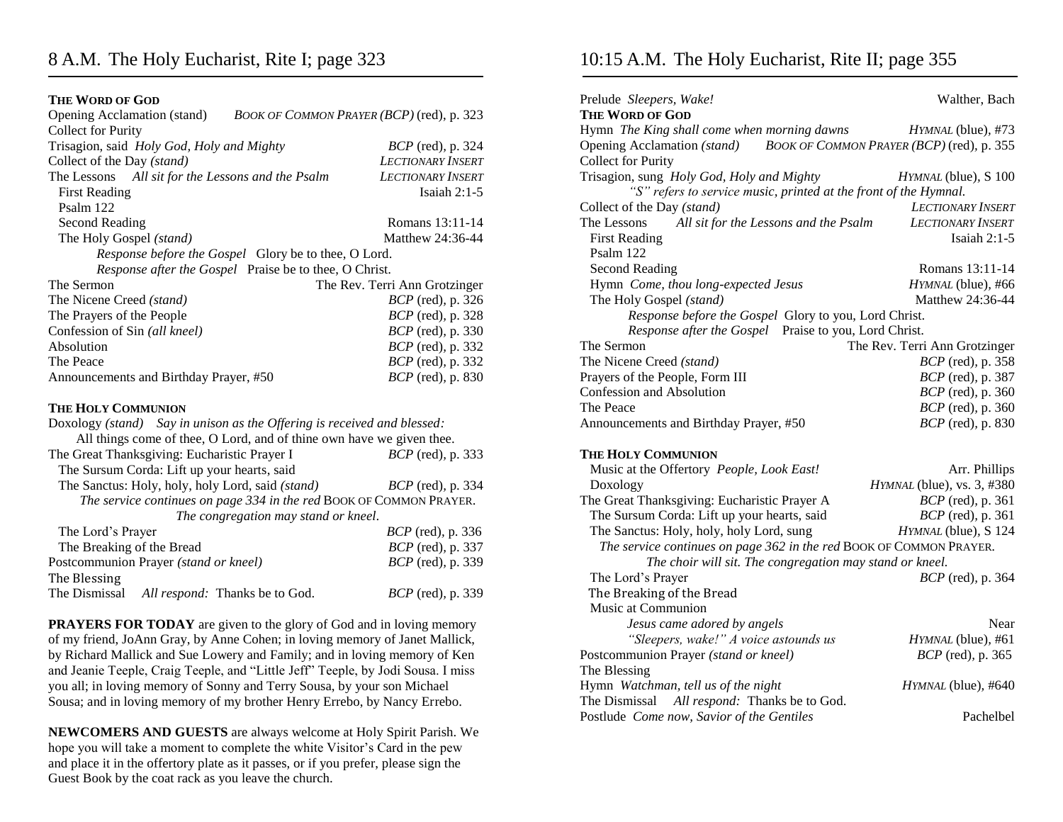## 8 A.M. The Holy Eucharist, Rite I; page 323

### THE WORD OF GOD

| | |
|---|---|
| Opening Acclamation (stand) | *BOOK OF COMMON PRAYER (BCP)* (red), p. 323 |
| Collect for Purity | |
| Trisagion, said *Holy God, Holy and Mighty* | *BCP* (red), p. 324 |
| Collect of the Day *(stand)* | *LECTIONARY INSERT* |
| The Lessons *All sit for the Lessons and the Psalm* | *LECTIONARY INSERT* |
| First Reading | Isaiah 2:1-5 |
| Psalm 122 | |
| Second Reading | Romans 13:11-14 |
| The Holy Gospel *(stand)* | Matthew 24:36-44 |

*Response before the Gospel* Glory be to thee, O Lord.
*Response after the Gospel* Praise be to thee, O Christ.

| | |
|---|---|
| The Sermon | The Rev. Terri Ann Grotzinger |
| The Nicene Creed *(stand)* | *BCP* (red), p. 326 |
| The Prayers of the People | *BCP* (red), p. 328 |
| Confession of Sin *(all kneel)* | *BCP* (red), p. 330 |
| Absolution | *BCP* (red), p. 332 |
| The Peace | *BCP* (red), p. 332 |
| Announcements and Birthday Prayer, #50 | *BCP* (red), p. 830 |

### THE HOLY COMMUNION

Doxology *(stand)* *Say in unison as the Offering is received and blessed:*
All things come of thee, O Lord, and of thine own have we given thee.

| | |
|---|---|
| The Great Thanksgiving: Eucharistic Prayer I | *BCP* (red), p. 333 |
| The Sursum Corda: Lift up your hearts, said | |
| The Sanctus: Holy, holy, holy Lord, said *(stand)* | *BCP* (red), p. 334 |

*The service continues on page 334 in the red* BOOK OF COMMON PRAYER.
*The congregation may stand or kneel.*

| | |
|---|---|
| The Lord's Prayer | *BCP* (red), p. 336 |
| The Breaking of the Bread | *BCP* (red), p. 337 |
| Postcommunion Prayer *(stand or kneel)* | *BCP* (red), p. 339 |
| The Blessing | |
| The Dismissal *All respond:* Thanks be to God. | *BCP* (red), p. 339 |

**PRAYERS FOR TODAY** are given to the glory of God and in loving memory of my friend, JoAnn Gray, by Anne Cohen; in loving memory of Janet Mallick, by Richard Mallick and Sue Lowery and Family; and in loving memory of Ken and Jeanie Teeple, Craig Teeple, and "Little Jeff" Teeple, by Jodi Sousa. I miss you all; in loving memory of Sonny and Terry Sousa, by your son Michael Sousa; and in loving memory of my brother Henry Errebo, by Nancy Errebo.

**NEWCOMERS AND GUESTS** are always welcome at Holy Spirit Parish. We hope you will take a moment to complete the white Visitor's Card in the pew and place it in the offertory plate as it passes, or if you prefer, please sign the Guest Book by the coat rack as you leave the church.

## 10:15 A.M. The Holy Eucharist, Rite II; page 355

| | |
|---|---|
| Prelude *Sleepers, Wake!* | Walther, Bach |

### THE WORD OF GOD

| | |
|---|---|
| Hymn *The King shall come when morning dawns* | *HYMNAL* (blue), #73 |
| Opening Acclamation *(stand)* | *BOOK OF COMMON PRAYER (BCP)* (red), p. 355 |
| Collect for Purity | |
| Trisagion, sung *Holy God, Holy and Mighty* | *HYMNAL* (blue), S 100 |

*"S" refers to service music, printed at the front of the Hymnal.*

| | |
|---|---|
| Collect of the Day *(stand)* | *LECTIONARY INSERT* |
| The Lessons *All sit for the Lessons and the Psalm* | *LECTIONARY INSERT* |
| First Reading | Isaiah 2:1-5 |
| Psalm 122 | |
| Second Reading | Romans 13:11-14 |
| Hymn *Come, thou long-expected Jesus* | *HYMNAL* (blue), #66 |
| The Holy Gospel *(stand)* | Matthew 24:36-44 |

*Response before the Gospel* Glory to you, Lord Christ.
*Response after the Gospel* Praise to you, Lord Christ.

| | |
|---|---|
| The Sermon | The Rev. Terri Ann Grotzinger |
| The Nicene Creed *(stand)* | *BCP* (red), p. 358 |
| Prayers of the People, Form III | *BCP* (red), p. 387 |
| Confession and Absolution | *BCP* (red), p. 360 |
| The Peace | *BCP* (red), p. 360 |
| Announcements and Birthday Prayer, #50 | *BCP* (red), p. 830 |

### THE HOLY COMMUNION

| | |
|---|---|
| Music at the Offertory *People, Look East!* | Arr. Phillips |
| Doxology | *HYMNAL* (blue), vs. 3, #380 |
| The Great Thanksgiving: Eucharistic Prayer A | *BCP* (red), p. 361 |
| The Sursum Corda: Lift up your hearts, said | *BCP* (red), p. 361 |
| The Sanctus: Holy, holy, holy Lord, sung | *HYMNAL* (blue), S 124 |

*The service continues on page 362 in the red* BOOK OF COMMON PRAYER.
*The choir will sit. The congregation may stand or kneel.*

| | |
|---|---|
| The Lord's Prayer | *BCP* (red), p. 364 |
| The Breaking of the Bread | |
| Music at Communion | |
| *Jesus came adored by angels* | Near |
| *"Sleepers, wake!" A voice astounds us* | *HYMNAL* (blue), #61 |
| Postcommunion Prayer *(stand or kneel)* | *BCP* (red), p. 365 |
| The Blessing | |
| Hymn *Watchman, tell us of the night* | *HYMNAL* (blue), #640 |
| The Dismissal *All respond:* Thanks be to God. | |
| Postlude *Come now, Savior of the Gentiles* | Pachelbel |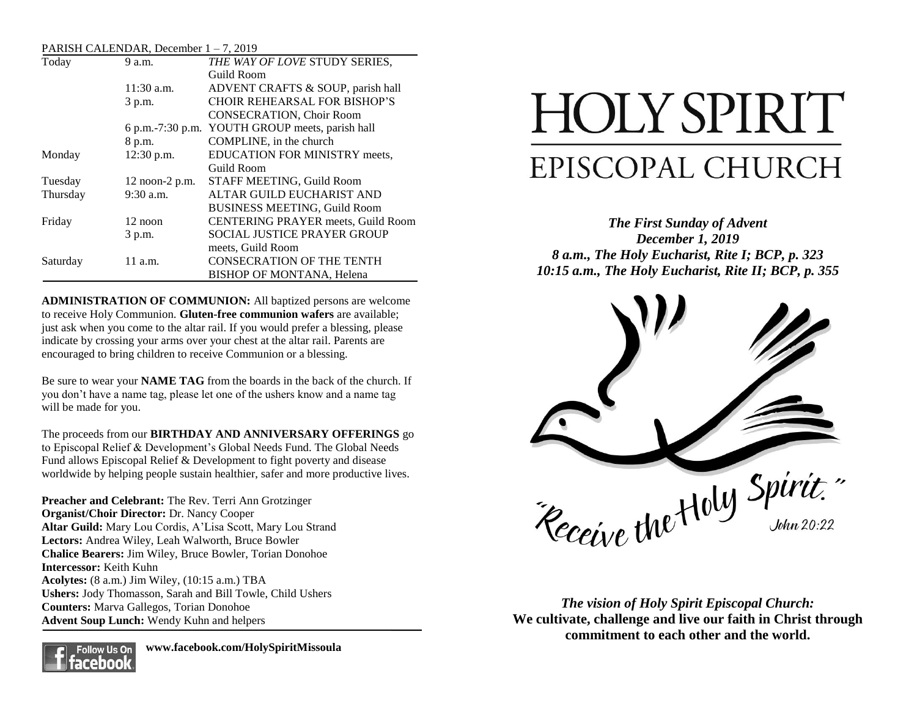PARISH CALENDAR, December 1 – 7, 2019

| | | |
|---|---|---|
| Today | 9 a.m. | *THE WAY OF LOVE* STUDY SERIES, Guild Room |
| | 11:30 a.m. | ADVENT CRAFTS & SOUP, parish hall |
| | 3 p.m. | CHOIR REHEARSAL FOR BISHOP'S CONSECRATION, Choir Room |
| | 6 p.m.-7:30 p.m. | YOUTH GROUP meets, parish hall |
| | 8 p.m. | COMPLINE, in the church |
| Monday | 12:30 p.m. | EDUCATION FOR MINISTRY meets, Guild Room |
| Tuesday | 12 noon-2 p.m. | STAFF MEETING, Guild Room |
| Thursday | 9:30 a.m. | ALTAR GUILD EUCHARIST AND BUSINESS MEETING, Guild Room |
| Friday | 12 noon | CENTERING PRAYER meets, Guild Room |
| | 3 p.m. | SOCIAL JUSTICE PRAYER GROUP meets, Guild Room |
| Saturday | 11 a.m. | CONSECRATION OF THE TENTH BISHOP OF MONTANA, Helena |

**ADMINISTRATION OF COMMUNION:** All baptized persons are welcome to receive Holy Communion. **Gluten-free communion wafers** are available; just ask when you come to the altar rail. If you would prefer a blessing, please indicate by crossing your arms over your chest at the altar rail. Parents are encouraged to bring children to receive Communion or a blessing.

Be sure to wear your **NAME TAG** from the boards in the back of the church. If you don't have a name tag, please let one of the ushers know and a name tag will be made for you.

The proceeds from our **BIRTHDAY AND ANNIVERSARY OFFERINGS** go to Episcopal Relief & Development's Global Needs Fund. The Global Needs Fund allows Episcopal Relief & Development to fight poverty and disease worldwide by helping people sustain healthier, safer and more productive lives.

**Preacher and Celebrant:** The Rev. Terri Ann Grotzinger
**Organist/Choir Director:** Dr. Nancy Cooper
**Altar Guild:** Mary Lou Cordis, A'Lisa Scott, Mary Lou Strand
**Lectors:** Andrea Wiley, Leah Walworth, Bruce Bowler
**Chalice Bearers:** Jim Wiley, Bruce Bowler, Torian Donohoe
**Intercessor:** Keith Kuhn
**Acolytes:** (8 a.m.) Jim Wiley, (10:15 a.m.) TBA
**Ushers:** Jody Thomasson, Sarah and Bill Towle, Child Ushers
**Counters:** Marva Gallegos, Torian Donohoe
**Advent Soup Lunch:** Wendy Kuhn and helpers

Follow Us On facebook **www.facebook.com/HolySpiritMissoula**

# HOLY SPIRIT
# EPISCOPAL CHURCH

***The First Sunday of Advent***
***December 1, 2019***
***8 a.m., The Holy Eucharist, Rite I; BCP, p. 323***
***10:15 a.m., The Holy Eucharist, Rite II; BCP, p. 355***

"Receive the Holy Spirit." John 20:22

***The vision of Holy Spirit Episcopal Church:***
**We cultivate, challenge and live our faith in Christ through commitment to each other and the world.**